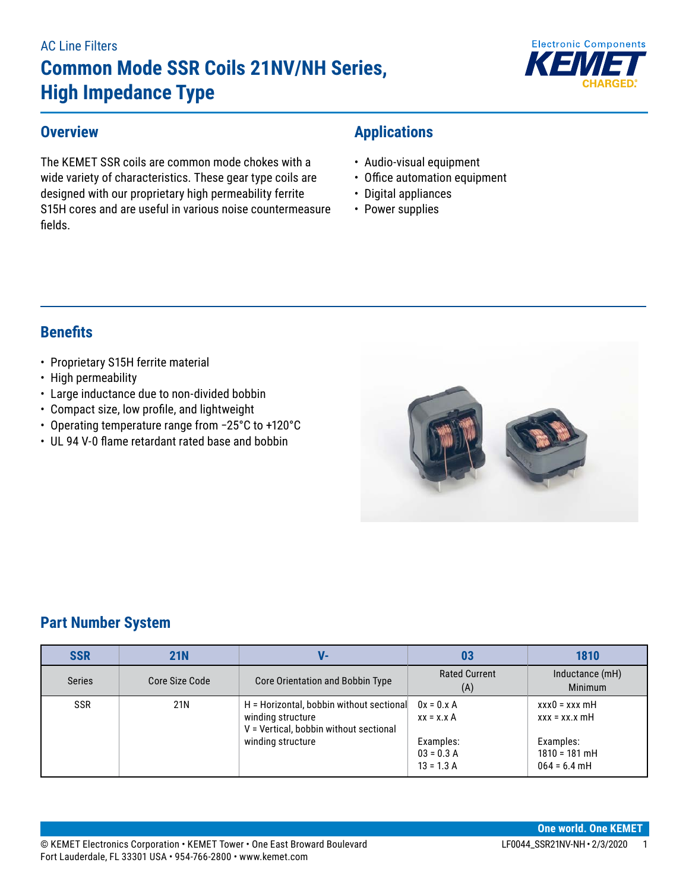AC Line Filters

# Common Mode SSR Coils 21NV/NH Series, High Impedance Type

## Overview

The KEMET SSR coils are common mode chokes with a wide variety of characteristics. These gear type coils are designed with our proprietary high permeability ferrite S15H cores and are useful in various noise countermeasure fields.

## Applications

- Audio-visual equipment
- Office automation equipment
- Digital appliances
- Power supplies

## Benefits

- Proprietary S15H ferrite material
- High permeability
- Large inductance due to non-divided bobbin
- Compact size, low profile, and lightweight
- Operating temperature range from −25°C to +120°C
- UL 94 V-0 flame retardant rated base and bobbin

## Part Number System

| SSR | 21N | V- | 03 | 1810 |
|---|---|---|---|---|
| Series | Core Size Code | Core Orientation and Bobbin Type | Rated Current (A) | Inductance (mH) Minimum |
| SSR | 21N | H = Horizontal, bobbin without sectional winding structure<br>V = Vertical, bobbin without sectional winding structure | 0x = 0.x A<br>xx = x.x A<br><br>Examples:<br>03 = 0.3 A<br>13 = 1.3 A | xxx0 = xxx mH<br>xxx = xx.x mH<br><br>Examples:<br>1810 = 181 mH<br>064 = 6.4 mH |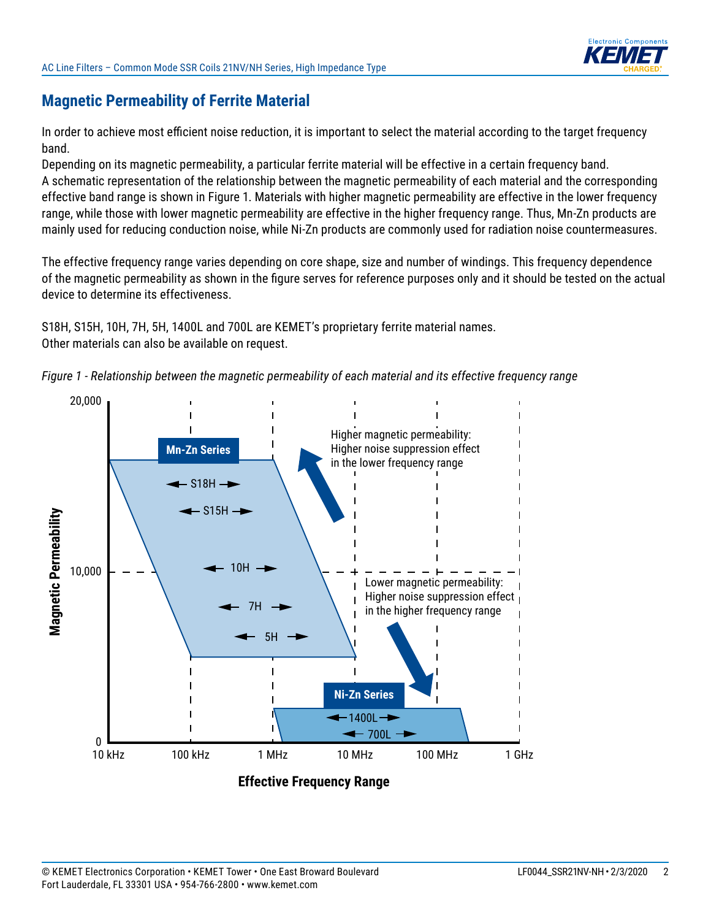## Magnetic Permeability of Ferrite Material

In order to achieve most efficient noise reduction, it is important to select the material according to the target frequency band.

Depending on its magnetic permeability, a particular ferrite material will be effective in a certain frequency band.

A schematic representation of the relationship between the magnetic permeability of each material and the corresponding effective band range is shown in Figure 1. Materials with higher magnetic permeability are effective in the lower frequency range, while those with lower magnetic permeability are effective in the higher frequency range. Thus, Mn-Zn products are mainly used for reducing conduction noise, while Ni-Zn products are commonly used for radiation noise countermeasures.

The effective frequency range varies depending on core shape, size and number of windings. This frequency dependence of the magnetic permeability as shown in the figure serves for reference purposes only and it should be tested on the actual device to determine its effectiveness.

S18H, S15H, 10H, 7H, 5H, 1400L and 700L are KEMET's proprietary ferrite material names.
Other materials can also be available on request.

*Figure 1 - Relationship between the magnetic permeability of each material and its effective frequency range*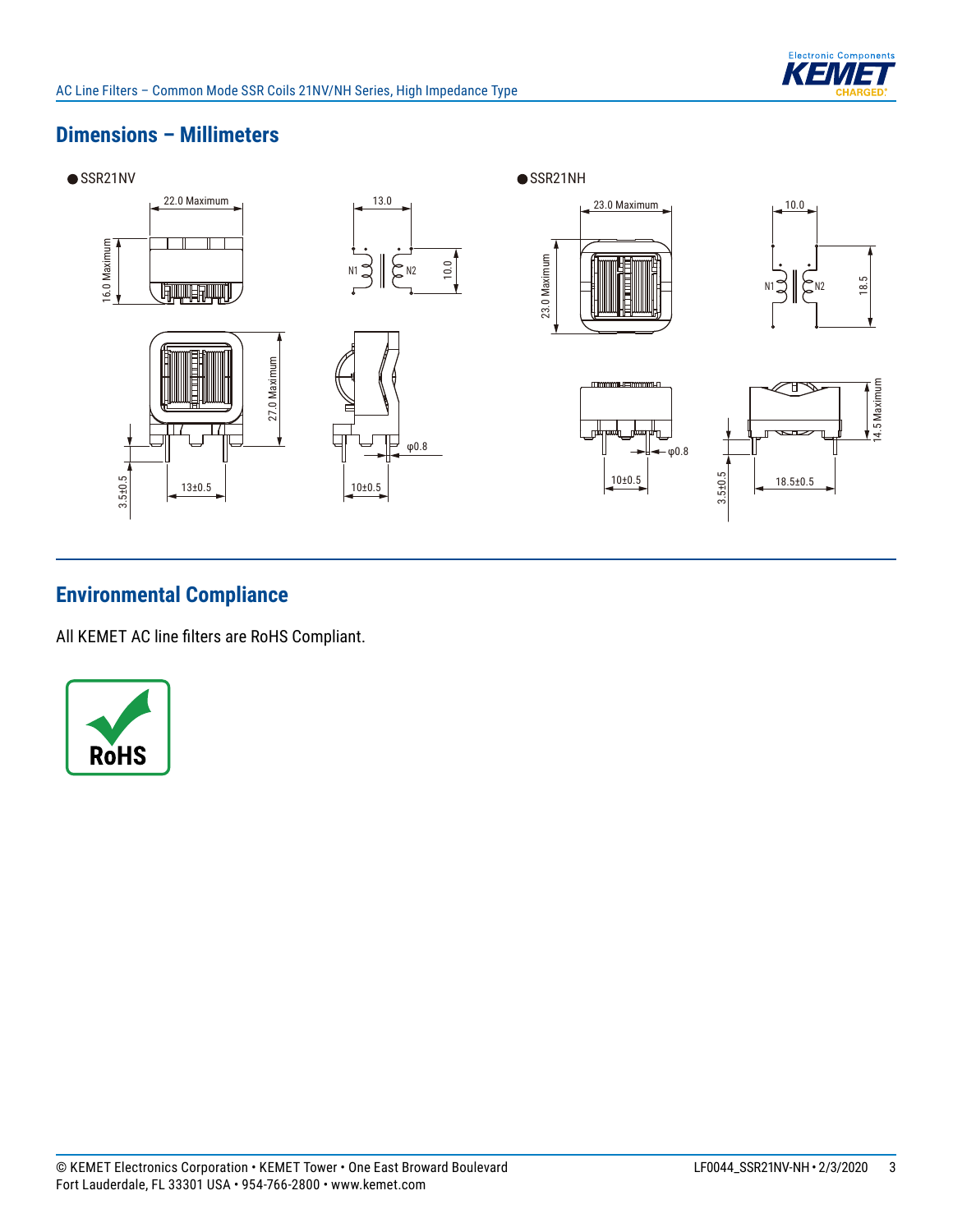## Dimensions – Millimeters

● SSR21NV

22.0 Maximum

13.0

16.0 Maximum

N1

N2

10.0

27.0 Maximum

φ0.8

3.5±0.5

13±0.5

10±0.5

● SSR21NH

23.0 Maximum

10.0

23.0 Maximum

N1

N2

18.5

14.5 Maximum

φ0.8

10±0.5

3.5±0.5

18.5±0.5

## Environmental Compliance

All KEMET AC line filters are RoHS Compliant.

RoHS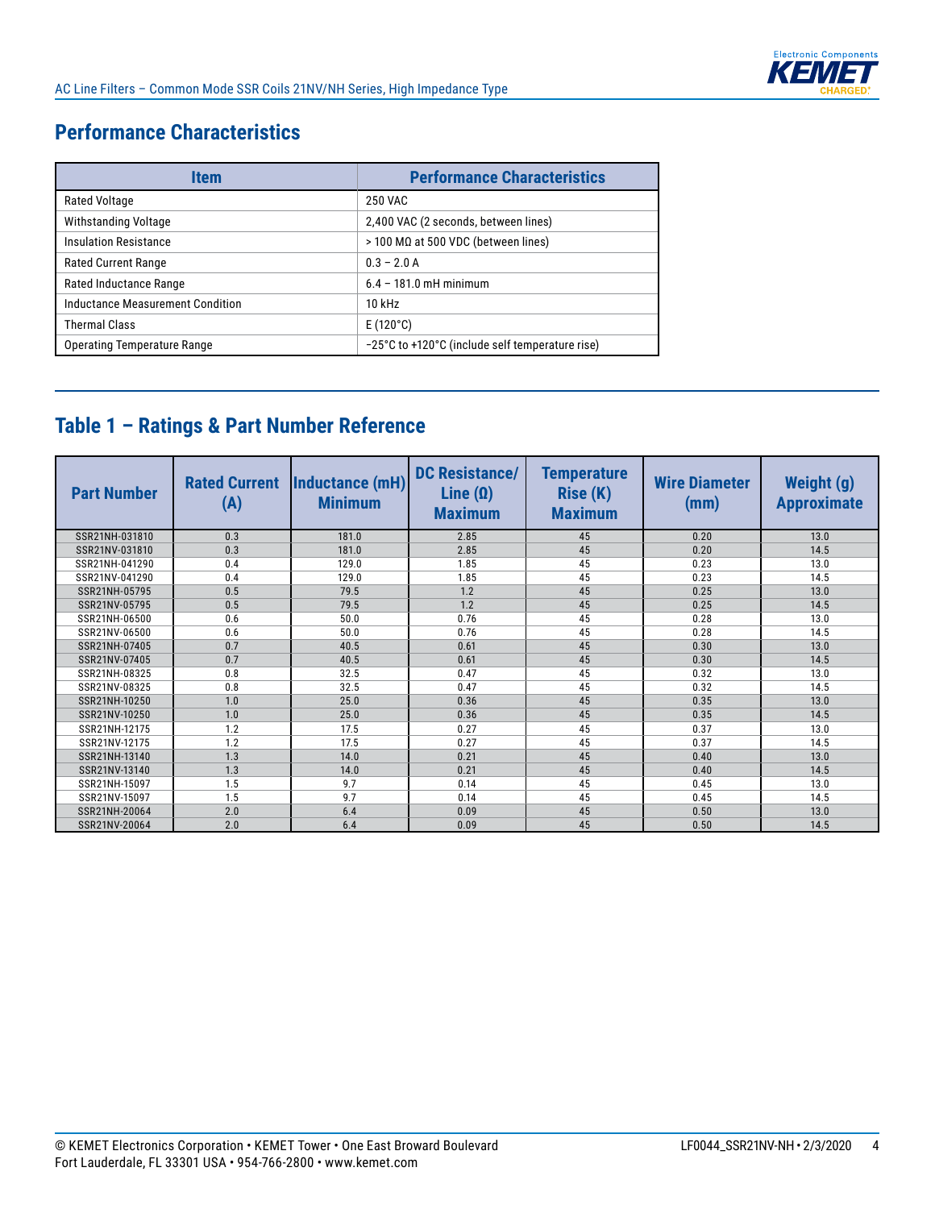## Performance Characteristics

| Item | Performance Characteristics |
|---|---|
| Rated Voltage | 250 VAC |
| Withstanding Voltage | 2,400 VAC (2 seconds, between lines) |
| Insulation Resistance | > 100 MΩ at 500 VDC (between lines) |
| Rated Current Range | 0.3 – 2.0 A |
| Rated Inductance Range | 6.4 – 181.0 mH minimum |
| Inductance Measurement Condition | 10 kHz |
| Thermal Class | E (120°C) |
| Operating Temperature Range | −25°C to +120°C (include self temperature rise) |

## Table 1 – Ratings & Part Number Reference

| Part Number | Rated Current (A) | Inductance (mH) Minimum | DC Resistance/ Line (Ω) Maximum | Temperature Rise (K) Maximum | Wire Diameter (mm) | Weight (g) Approximate |
|---|---|---|---|---|---|---|
| SSR21NH-031810 | 0.3 | 181.0 | 2.85 | 45 | 0.20 | 13.0 |
| SSR21NV-031810 | 0.3 | 181.0 | 2.85 | 45 | 0.20 | 14.5 |
| SSR21NH-041290 | 0.4 | 129.0 | 1.85 | 45 | 0.23 | 13.0 |
| SSR21NV-041290 | 0.4 | 129.0 | 1.85 | 45 | 0.23 | 14.5 |
| SSR21NH-05795 | 0.5 | 79.5 | 1.2 | 45 | 0.25 | 13.0 |
| SSR21NV-05795 | 0.5 | 79.5 | 1.2 | 45 | 0.25 | 14.5 |
| SSR21NH-06500 | 0.6 | 50.0 | 0.76 | 45 | 0.28 | 13.0 |
| SSR21NV-06500 | 0.6 | 50.0 | 0.76 | 45 | 0.28 | 14.5 |
| SSR21NH-07405 | 0.7 | 40.5 | 0.61 | 45 | 0.30 | 13.0 |
| SSR21NV-07405 | 0.7 | 40.5 | 0.61 | 45 | 0.30 | 14.5 |
| SSR21NH-08325 | 0.8 | 32.5 | 0.47 | 45 | 0.32 | 13.0 |
| SSR21NV-08325 | 0.8 | 32.5 | 0.47 | 45 | 0.32 | 14.5 |
| SSR21NH-10250 | 1.0 | 25.0 | 0.36 | 45 | 0.35 | 13.0 |
| SSR21NV-10250 | 1.0 | 25.0 | 0.36 | 45 | 0.35 | 14.5 |
| SSR21NH-12175 | 1.2 | 17.5 | 0.27 | 45 | 0.37 | 13.0 |
| SSR21NV-12175 | 1.2 | 17.5 | 0.27 | 45 | 0.37 | 14.5 |
| SSR21NH-13140 | 1.3 | 14.0 | 0.21 | 45 | 0.40 | 13.0 |
| SSR21NV-13140 | 1.3 | 14.0 | 0.21 | 45 | 0.40 | 14.5 |
| SSR21NH-15097 | 1.5 | 9.7 | 0.14 | 45 | 0.45 | 13.0 |
| SSR21NV-15097 | 1.5 | 9.7 | 0.14 | 45 | 0.45 | 14.5 |
| SSR21NH-20064 | 2.0 | 6.4 | 0.09 | 45 | 0.50 | 13.0 |
| SSR21NV-20064 | 2.0 | 6.4 | 0.09 | 45 | 0.50 | 14.5 |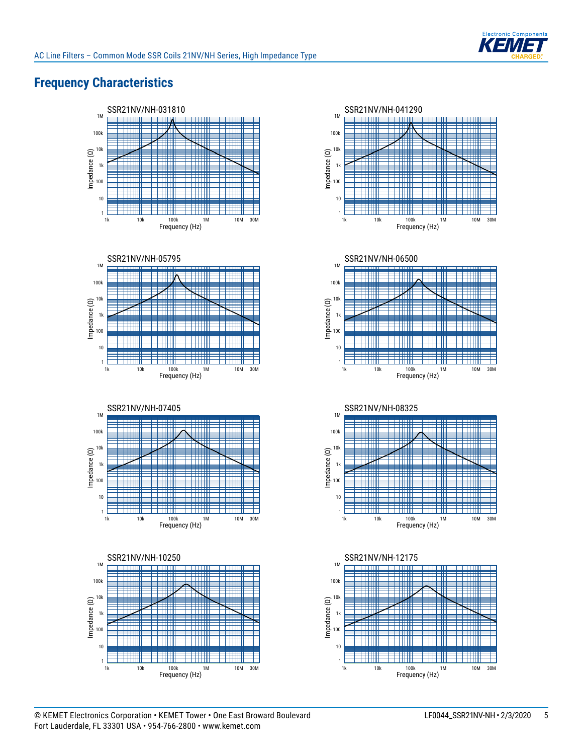## Frequency Characteristics

SSR21NV/NH-031810

SSR21NV/NH-041290

SSR21NV/NH-05795

SSR21NV/NH-06500

SSR21NV/NH-07405

SSR21NV/NH-08325

SSR21NV/NH-10250

SSR21NV/NH-12175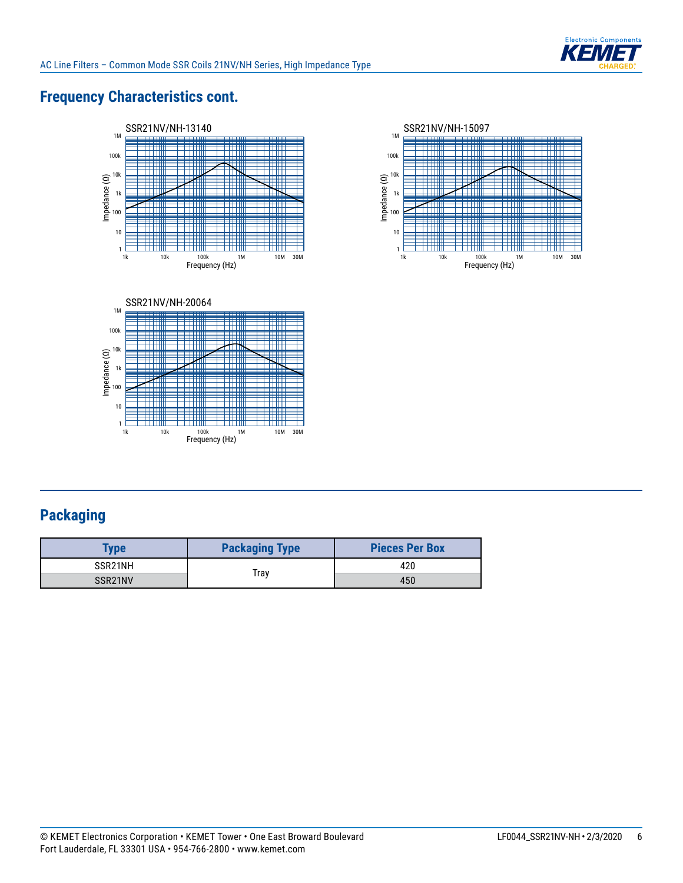## Frequency Characteristics cont.

SSR21NV/NH-13140

SSR21NV/NH-15097

SSR21NV/NH-20064

## Packaging

| Type | Packaging Type | Pieces Per Box |
|---|---|---|
| SSR21NH | Tray | 420 |
| SSR21NV | | 450 |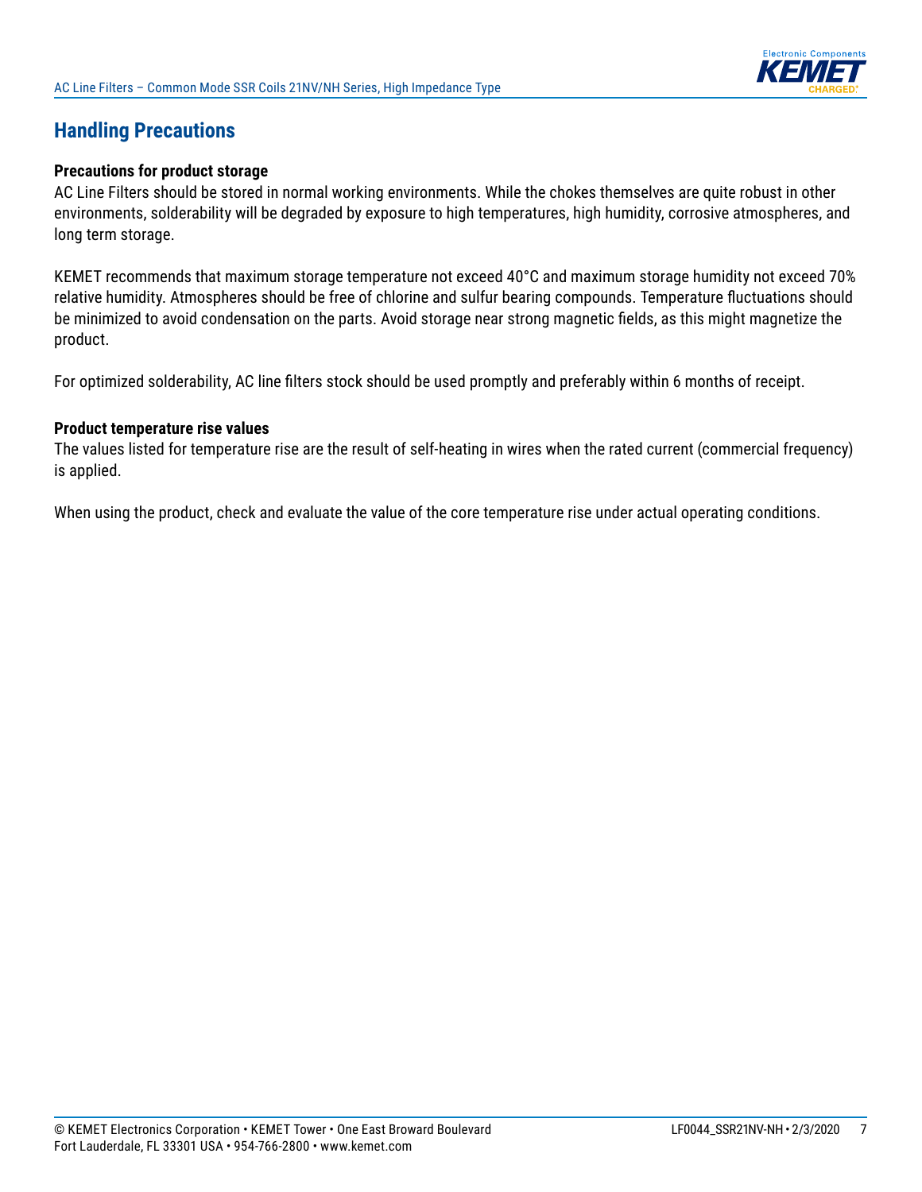## Handling Precautions

**Precautions for product storage**

AC Line Filters should be stored in normal working environments. While the chokes themselves are quite robust in other environments, solderability will be degraded by exposure to high temperatures, high humidity, corrosive atmospheres, and long term storage.

KEMET recommends that maximum storage temperature not exceed 40°C and maximum storage humidity not exceed 70% relative humidity. Atmospheres should be free of chlorine and sulfur bearing compounds. Temperature fluctuations should be minimized to avoid condensation on the parts. Avoid storage near strong magnetic fields, as this might magnetize the product.

For optimized solderability, AC line filters stock should be used promptly and preferably within 6 months of receipt.

**Product temperature rise values**

The values listed for temperature rise are the result of self-heating in wires when the rated current (commercial frequency) is applied.

When using the product, check and evaluate the value of the core temperature rise under actual operating conditions.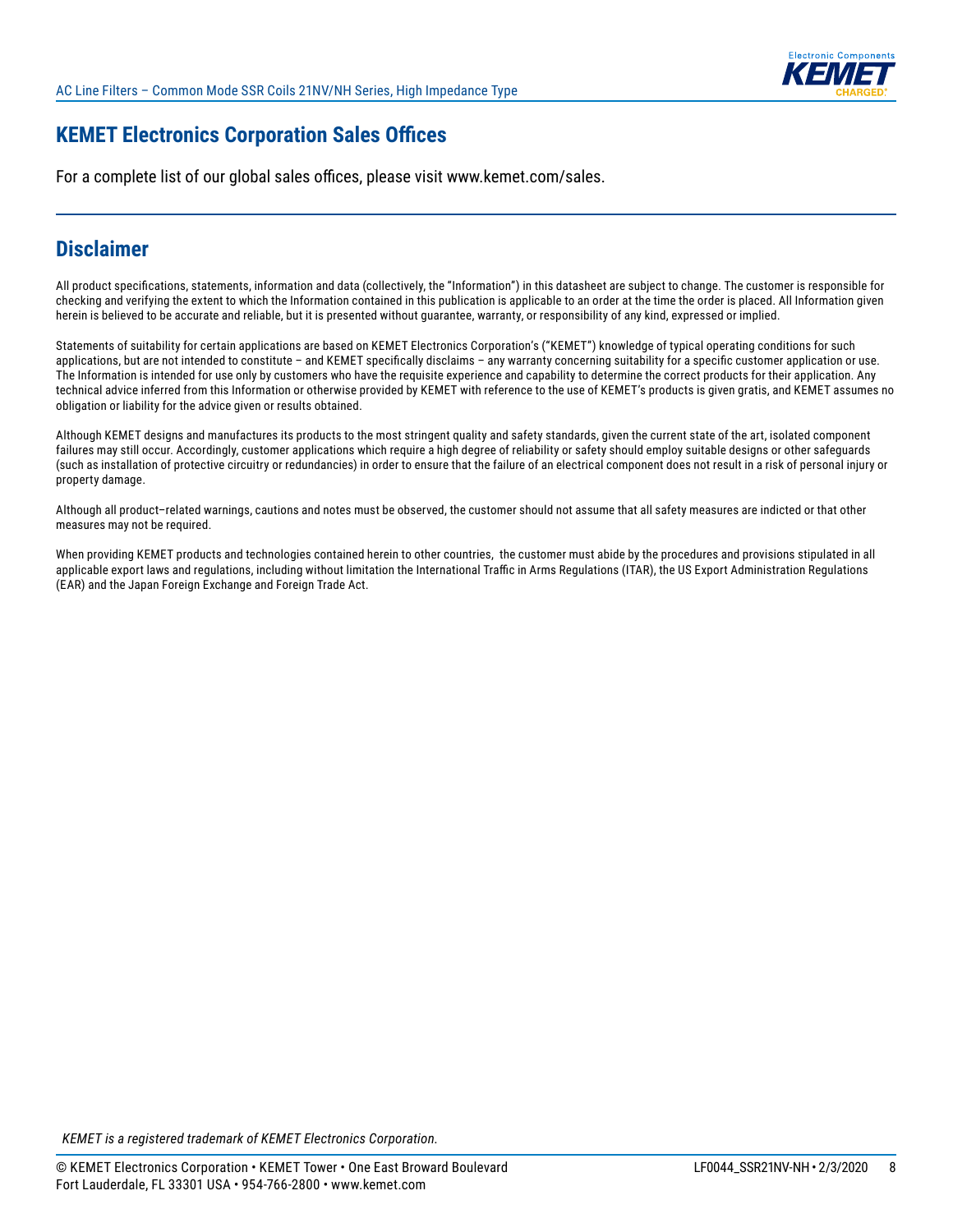## KEMET Electronics Corporation Sales Offices

For a complete list of our global sales offices, please visit www.kemet.com/sales.

## Disclaimer

All product specifications, statements, information and data (collectively, the "Information") in this datasheet are subject to change. The customer is responsible for checking and verifying the extent to which the Information contained in this publication is applicable to an order at the time the order is placed. All Information given herein is believed to be accurate and reliable, but it is presented without guarantee, warranty, or responsibility of any kind, expressed or implied.

Statements of suitability for certain applications are based on KEMET Electronics Corporation's ("KEMET") knowledge of typical operating conditions for such applications, but are not intended to constitute – and KEMET specifically disclaims – any warranty concerning suitability for a specific customer application or use. The Information is intended for use only by customers who have the requisite experience and capability to determine the correct products for their application. Any technical advice inferred from this Information or otherwise provided by KEMET with reference to the use of KEMET's products is given gratis, and KEMET assumes no obligation or liability for the advice given or results obtained.

Although KEMET designs and manufactures its products to the most stringent quality and safety standards, given the current state of the art, isolated component failures may still occur. Accordingly, customer applications which require a high degree of reliability or safety should employ suitable designs or other safeguards (such as installation of protective circuitry or redundancies) in order to ensure that the failure of an electrical component does not result in a risk of personal injury or property damage.

Although all product–related warnings, cautions and notes must be observed, the customer should not assume that all safety measures are indicted or that other measures may not be required.

When providing KEMET products and technologies contained herein to other countries, the customer must abide by the procedures and provisions stipulated in all applicable export laws and regulations, including without limitation the International Traffic in Arms Regulations (ITAR), the US Export Administration Regulations (EAR) and the Japan Foreign Exchange and Foreign Trade Act.

*KEMET is a registered trademark of KEMET Electronics Corporation.*